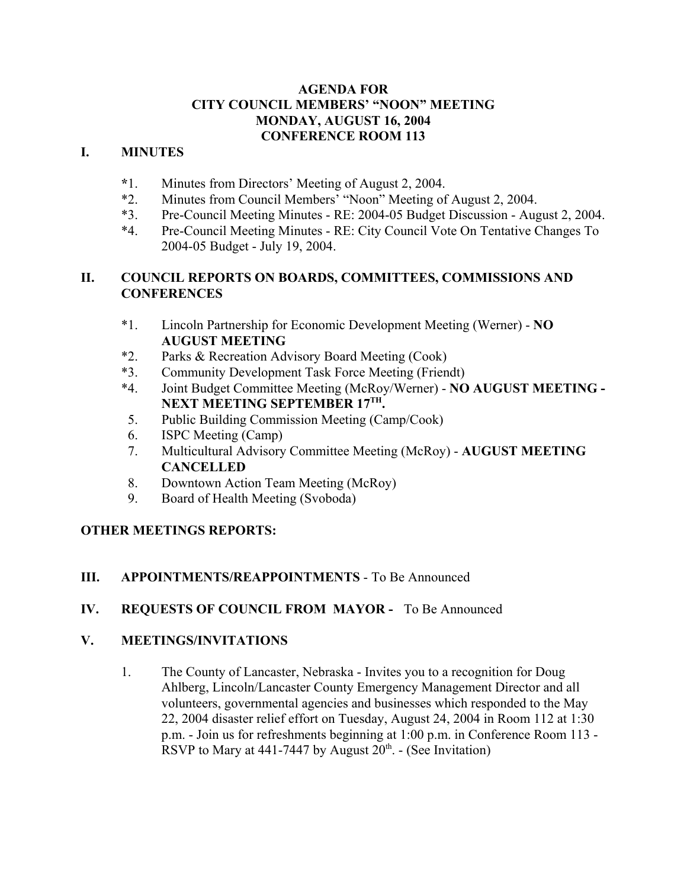**AGENDA FOR**
**CITY COUNCIL MEMBERS' "NOON" MEETING**
**MONDAY, AUGUST 16, 2004**
**CONFERENCE ROOM 113**

## I. MINUTES

*1. Minutes from Directors' Meeting of August 2, 2004.
*2. Minutes from Council Members' "Noon" Meeting of August 2, 2004.
*3. Pre-Council Meeting Minutes - RE: 2004-05 Budget Discussion - August 2, 2004.
*4. Pre-Council Meeting Minutes - RE: City Council Vote On Tentative Changes To 2004-05 Budget - July 19, 2004.

## II. COUNCIL REPORTS ON BOARDS, COMMITTEES, COMMISSIONS AND CONFERENCES

*1. Lincoln Partnership for Economic Development Meeting (Werner) - **NO AUGUST MEETING**
*2. Parks & Recreation Advisory Board Meeting (Cook)
*3. Community Development Task Force Meeting (Friendt)
*4. Joint Budget Committee Meeting (McRoy/Werner) - **NO AUGUST MEETING - NEXT MEETING SEPTEMBER 17TH.**
5. Public Building Commission Meeting (Camp/Cook)
6. ISPC Meeting (Camp)
7. Multicultural Advisory Committee Meeting (McRoy) - **AUGUST MEETING CANCELLED**
8. Downtown Action Team Meeting (McRoy)
9. Board of Health Meeting (Svoboda)

**OTHER MEETINGS REPORTS:**

## III. APPOINTMENTS/REAPPOINTMENTS - To Be Announced

## IV. REQUESTS OF COUNCIL FROM MAYOR - To Be Announced

## V. MEETINGS/INVITATIONS

1. The County of Lancaster, Nebraska - Invites you to a recognition for Doug Ahlberg, Lincoln/Lancaster County Emergency Management Director and all volunteers, governmental agencies and businesses which responded to the May 22, 2004 disaster relief effort on Tuesday, August 24, 2004 in Room 112 at 1:30 p.m. - Join us for refreshments beginning at 1:00 p.m. in Conference Room 113 - RSVP to Mary at 441-7447 by August 20th. - (See Invitation)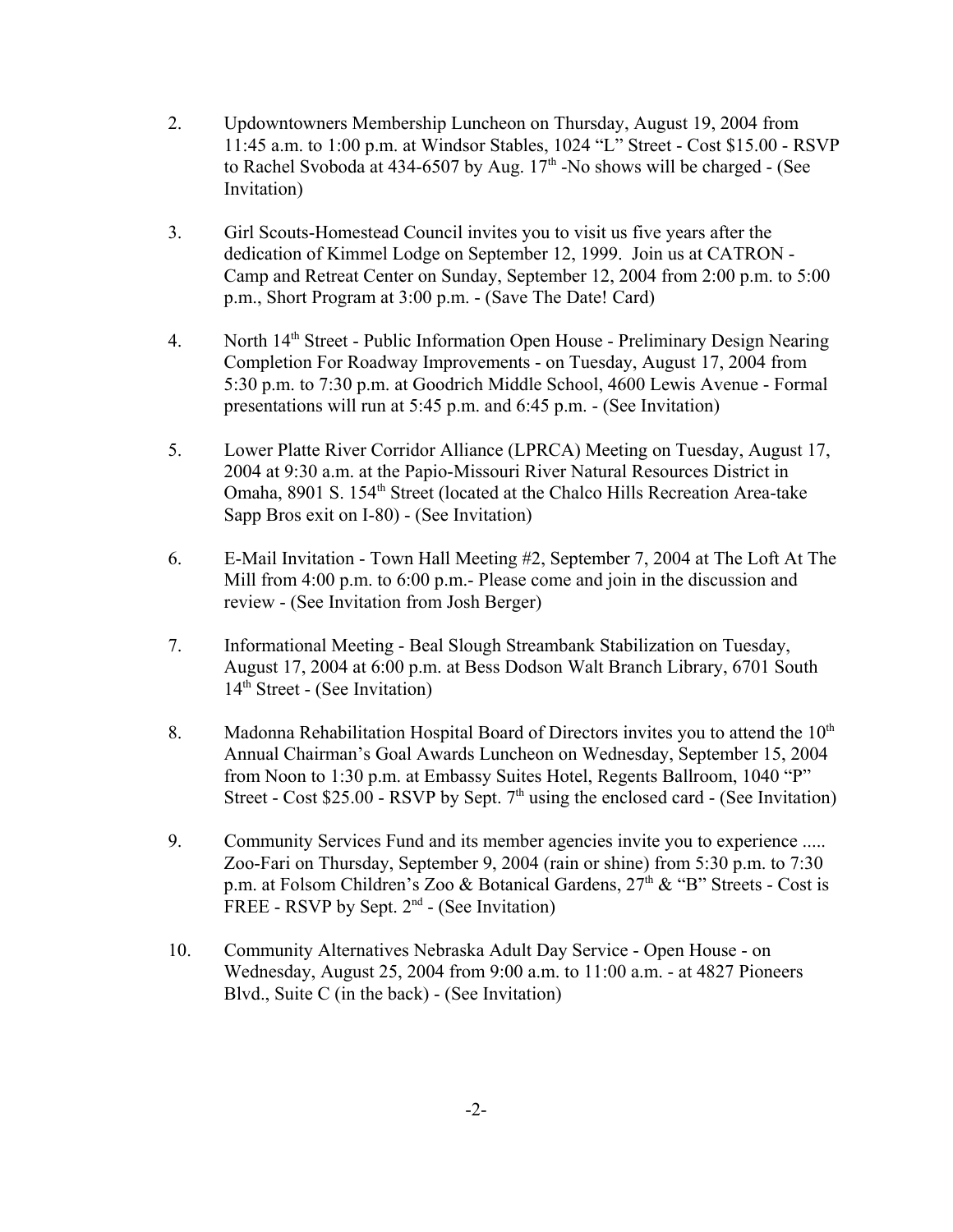2. Updowntowners Membership Luncheon on Thursday, August 19, 2004 from 11:45 a.m. to 1:00 p.m. at Windsor Stables, 1024 "L" Street - Cost $15.00 - RSVP to Rachel Svoboda at 434-6507 by Aug. 17th -No shows will be charged - (See Invitation)

3. Girl Scouts-Homestead Council invites you to visit us five years after the dedication of Kimmel Lodge on September 12, 1999. Join us at CATRON - Camp and Retreat Center on Sunday, September 12, 2004 from 2:00 p.m. to 5:00 p.m., Short Program at 3:00 p.m. - (Save The Date! Card)

4. North 14th Street - Public Information Open House - Preliminary Design Nearing Completion For Roadway Improvements - on Tuesday, August 17, 2004 from 5:30 p.m. to 7:30 p.m. at Goodrich Middle School, 4600 Lewis Avenue - Formal presentations will run at 5:45 p.m. and 6:45 p.m. - (See Invitation)

5. Lower Platte River Corridor Alliance (LPRCA) Meeting on Tuesday, August 17, 2004 at 9:30 a.m. at the Papio-Missouri River Natural Resources District in Omaha, 8901 S. 154th Street (located at the Chalco Hills Recreation Area-take Sapp Bros exit on I-80) - (See Invitation)

6. E-Mail Invitation - Town Hall Meeting #2, September 7, 2004 at The Loft At The Mill from 4:00 p.m. to 6:00 p.m.- Please come and join in the discussion and review - (See Invitation from Josh Berger)

7. Informational Meeting - Beal Slough Streambank Stabilization on Tuesday, August 17, 2004 at 6:00 p.m. at Bess Dodson Walt Branch Library, 6701 South 14th Street - (See Invitation)

8. Madonna Rehabilitation Hospital Board of Directors invites you to attend the 10th Annual Chairman's Goal Awards Luncheon on Wednesday, September 15, 2004 from Noon to 1:30 p.m. at Embassy Suites Hotel, Regents Ballroom, 1040 "P" Street - Cost $25.00 - RSVP by Sept. 7th using the enclosed card - (See Invitation)

9. Community Services Fund and its member agencies invite you to experience ..... Zoo-Fari on Thursday, September 9, 2004 (rain or shine) from 5:30 p.m. to 7:30 p.m. at Folsom Children's Zoo & Botanical Gardens, 27th & "B" Streets - Cost is FREE - RSVP by Sept. 2nd - (See Invitation)

10. Community Alternatives Nebraska Adult Day Service - Open House - on Wednesday, August 25, 2004 from 9:00 a.m. to 11:00 a.m. - at 4827 Pioneers Blvd., Suite C (in the back) - (See Invitation)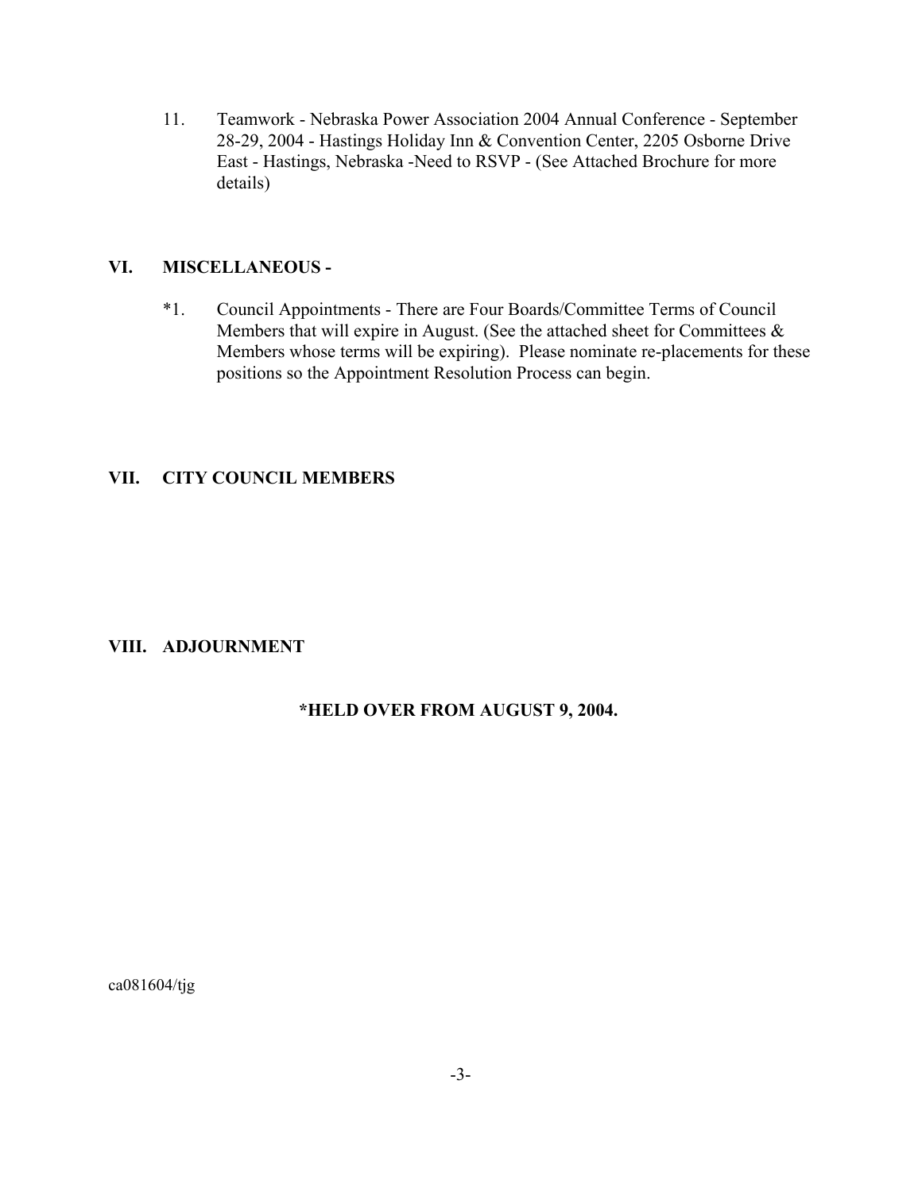11. Teamwork - Nebraska Power Association 2004 Annual Conference - September 28-29, 2004 - Hastings Holiday Inn & Convention Center, 2205 Osborne Drive East - Hastings, Nebraska -Need to RSVP - (See Attached Brochure for more details)

## VI. MISCELLANEOUS -

*1. Council Appointments - There are Four Boards/Committee Terms of Council Members that will expire in August. (See the attached sheet for Committees & Members whose terms will be expiring). Please nominate re-placements for these positions so the Appointment Resolution Process can begin.

## VII. CITY COUNCIL MEMBERS

## VIII. ADJOURNMENT

**\*HELD OVER FROM AUGUST 9, 2004.**

ca081604/tjg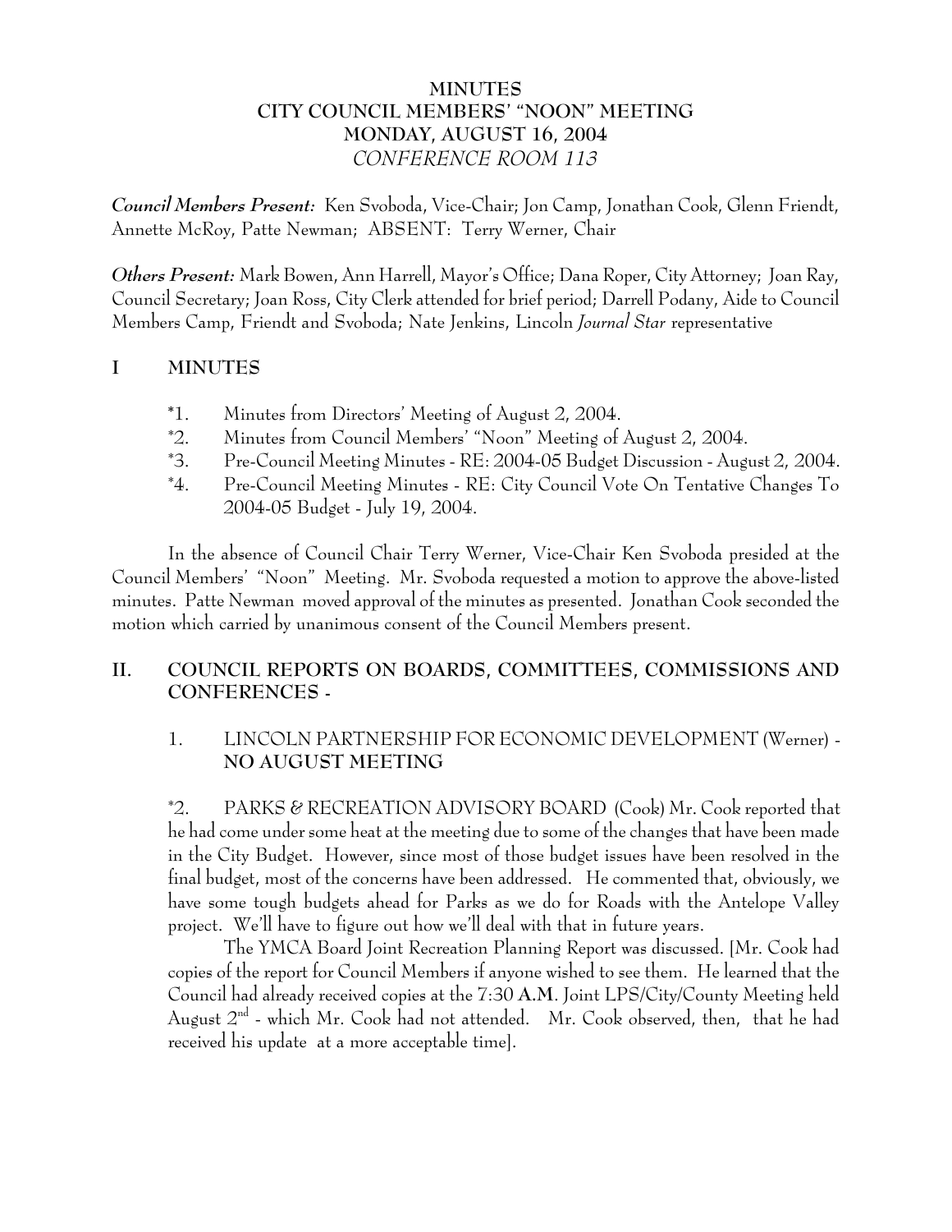# MINUTES
# CITY COUNCIL MEMBERS' "NOON" MEETING
# MONDAY, AUGUST 16, 2004
*CONFERENCE ROOM 113*

***Council Members Present:*** Ken Svoboda, Vice-Chair; Jon Camp, Jonathan Cook, Glenn Friendt, Annette McRoy, Patte Newman; ABSENT: Terry Werner, Chair

***Others Present:*** Mark Bowen, Ann Harrell, Mayor's Office; Dana Roper, City Attorney; Joan Ray, Council Secretary; Joan Ross, City Clerk attended for brief period; Darrell Podany, Aide to Council Members Camp, Friendt and Svoboda; Nate Jenkins, Lincoln *Journal Star* representative

## I MINUTES

*1. Minutes from Directors' Meeting of August 2, 2004.
*2. Minutes from Council Members' "Noon" Meeting of August 2, 2004.
*3. Pre-Council Meeting Minutes - RE: 2004-05 Budget Discussion - August 2, 2004.
*4. Pre-Council Meeting Minutes - RE: City Council Vote On Tentative Changes To 2004-05 Budget - July 19, 2004.

In the absence of Council Chair Terry Werner, Vice-Chair Ken Svoboda presided at the Council Members' "Noon" Meeting. Mr. Svoboda requested a motion to approve the above-listed minutes. Patte Newman moved approval of the minutes as presented. Jonathan Cook seconded the motion which carried by unanimous consent of the Council Members present.

## II. COUNCIL REPORTS ON BOARDS, COMMITTEES, COMMISSIONS AND CONFERENCES -

1. LINCOLN PARTNERSHIP FOR ECONOMIC DEVELOPMENT (Werner) - **NO AUGUST MEETING**

*2. PARKS & RECREATION ADVISORY BOARD (Cook) Mr. Cook reported that he had come under some heat at the meeting due to some of the changes that have been made in the City Budget. However, since most of those budget issues have been resolved in the final budget, most of the concerns have been addressed. He commented that, obviously, we have some tough budgets ahead for Parks as we do for Roads with the Antelope Valley project. We'll have to figure out how we'll deal with that in future years.

The YMCA Board Joint Recreation Planning Report was discussed. [Mr. Cook had copies of the report for Council Members if anyone wished to see them. He learned that the Council had already received copies at the 7:30 **A.M**. Joint LPS/City/County Meeting held August 2nd - which Mr. Cook had not attended. Mr. Cook observed, then, that he had received his update at a more acceptable time].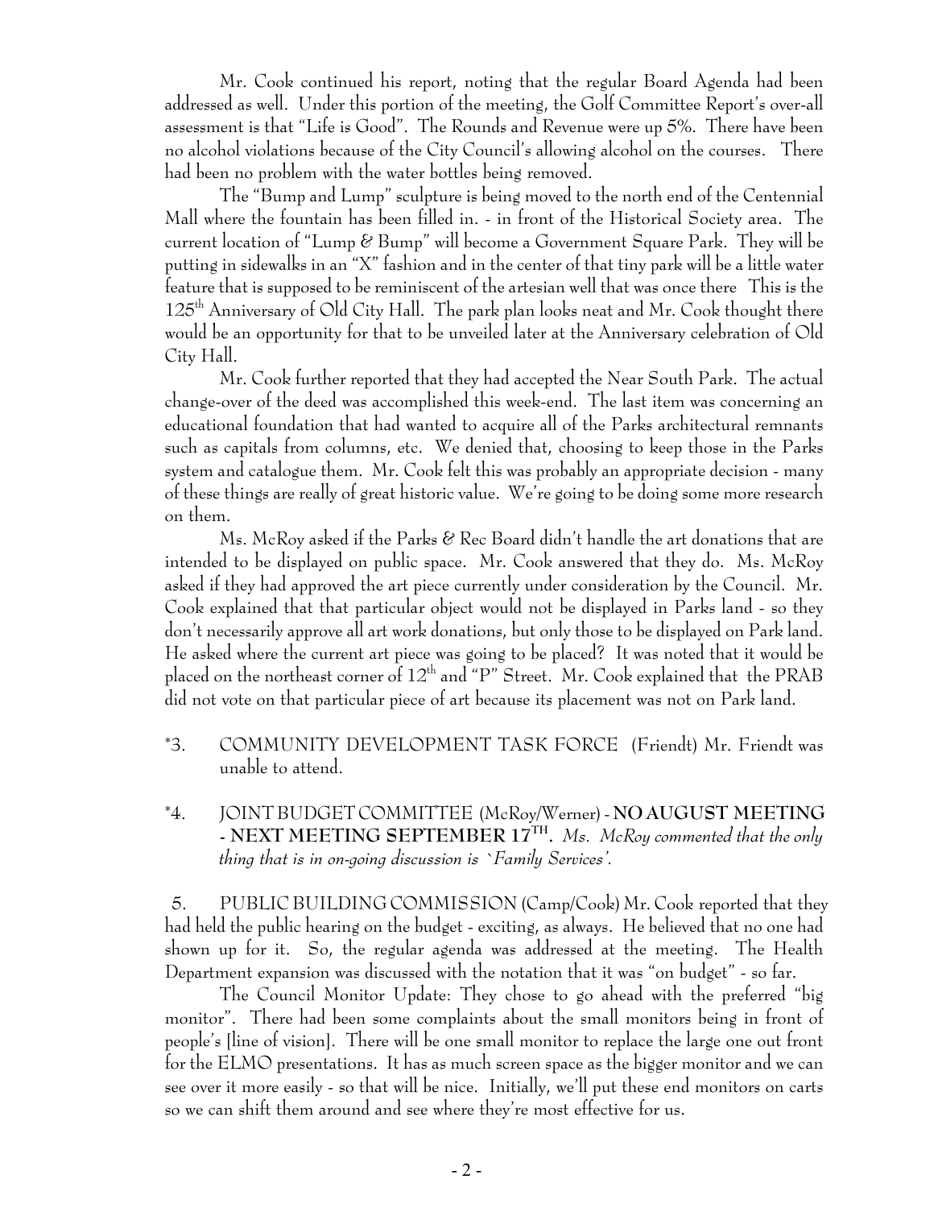Mr. Cook continued his report, noting that the regular Board Agenda had been addressed as well. Under this portion of the meeting, the Golf Committee Report's over-all assessment is that "Life is Good". The Rounds and Revenue were up 5%. There have been no alcohol violations because of the City Council's allowing alcohol on the courses. There had been no problem with the water bottles being removed.

The "Bump and Lump" sculpture is being moved to the north end of the Centennial Mall where the fountain has been filled in. - in front of the Historical Society area. The current location of "Lump & Bump" will become a Government Square Park. They will be putting in sidewalks in an "X" fashion and in the center of that tiny park will be a little water feature that is supposed to be reminiscent of the artesian well that was once there This is the 125th Anniversary of Old City Hall. The park plan looks neat and Mr. Cook thought there would be an opportunity for that to be unveiled later at the Anniversary celebration of Old City Hall.

Mr. Cook further reported that they had accepted the Near South Park. The actual change-over of the deed was accomplished this week-end. The last item was concerning an educational foundation that had wanted to acquire all of the Parks architectural remnants such as capitals from columns, etc. We denied that, choosing to keep those in the Parks system and catalogue them. Mr. Cook felt this was probably an appropriate decision - many of these things are really of great historic value. We're going to be doing some more research on them.

Ms. McRoy asked if the Parks & Rec Board didn't handle the art donations that are intended to be displayed on public space. Mr. Cook answered that they do. Ms. McRoy asked if they had approved the art piece currently under consideration by the Council. Mr. Cook explained that that particular object would not be displayed in Parks land - so they don't necessarily approve all art work donations, but only those to be displayed on Park land. He asked where the current art piece was going to be placed? It was noted that it would be placed on the northeast corner of 12th and "P" Street. Mr. Cook explained that the PRAB did not vote on that particular piece of art because its placement was not on Park land.

*3. COMMUNITY DEVELOPMENT TASK FORCE (Friendt) Mr. Friendt was unable to attend.

*4. JOINT BUDGET COMMITTEE (McRoy/Werner) - **NO AUGUST MEETING - NEXT MEETING SEPTEMBER 17TH.** *Ms. McRoy commented that the only thing that is in on-going discussion is `Family Services'.*

5. PUBLIC BUILDING COMMISSION (Camp/Cook) Mr. Cook reported that they had held the public hearing on the budget - exciting, as always. He believed that no one had shown up for it. So, the regular agenda was addressed at the meeting. The Health Department expansion was discussed with the notation that it was "on budget" - so far.

The Council Monitor Update: They chose to go ahead with the preferred "big monitor". There had been some complaints about the small monitors being in front of people's [line of vision]. There will be one small monitor to replace the large one out front for the ELMO presentations. It has as much screen space as the bigger monitor and we can see over it more easily - so that will be nice. Initially, we'll put these end monitors on carts so we can shift them around and see where they're most effective for us.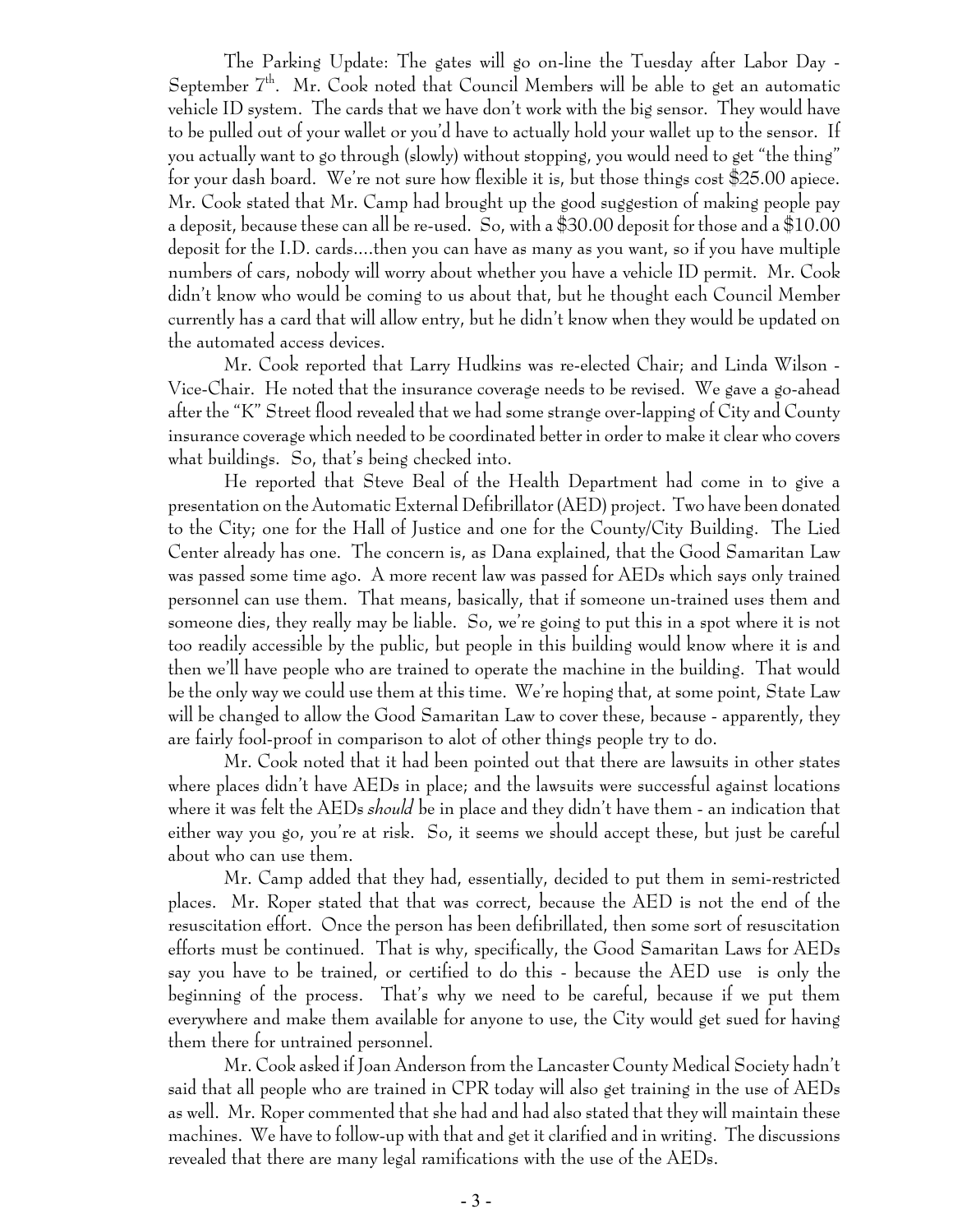The Parking Update: The gates will go on-line the Tuesday after Labor Day - September 7th. Mr. Cook noted that Council Members will be able to get an automatic vehicle ID system. The cards that we have don't work with the big sensor. They would have to be pulled out of your wallet or you'd have to actually hold your wallet up to the sensor. If you actually want to go through (slowly) without stopping, you would need to get "the thing" for your dash board. We're not sure how flexible it is, but those things cost $25.00 apiece. Mr. Cook stated that Mr. Camp had brought up the good suggestion of making people pay a deposit, because these can all be re-used. So, with a $30.00 deposit for those and a $10.00 deposit for the I.D. cards....then you can have as many as you want, so if you have multiple numbers of cars, nobody will worry about whether you have a vehicle ID permit. Mr. Cook didn't know who would be coming to us about that, but he thought each Council Member currently has a card that will allow entry, but he didn't know when they would be updated on the automated access devices.

Mr. Cook reported that Larry Hudkins was re-elected Chair; and Linda Wilson - Vice-Chair. He noted that the insurance coverage needs to be revised. We gave a go-ahead after the "K" Street flood revealed that we had some strange over-lapping of City and County insurance coverage which needed to be coordinated better in order to make it clear who covers what buildings. So, that's being checked into.

He reported that Steve Beal of the Health Department had come in to give a presentation on the Automatic External Defibrillator (AED) project. Two have been donated to the City; one for the Hall of Justice and one for the County/City Building. The Lied Center already has one. The concern is, as Dana explained, that the Good Samaritan Law was passed some time ago. A more recent law was passed for AEDs which says only trained personnel can use them. That means, basically, that if someone un-trained uses them and someone dies, they really may be liable. So, we're going to put this in a spot where it is not too readily accessible by the public, but people in this building would know where it is and then we'll have people who are trained to operate the machine in the building. That would be the only way we could use them at this time. We're hoping that, at some point, State Law will be changed to allow the Good Samaritan Law to cover these, because - apparently, they are fairly fool-proof in comparison to alot of other things people try to do.

Mr. Cook noted that it had been pointed out that there are lawsuits in other states where places didn't have AEDs in place; and the lawsuits were successful against locations where it was felt the AEDs *should* be in place and they didn't have them - an indication that either way you go, you're at risk. So, it seems we should accept these, but just be careful about who can use them.

Mr. Camp added that they had, essentially, decided to put them in semi-restricted places. Mr. Roper stated that that was correct, because the AED is not the end of the resuscitation effort. Once the person has been defibrillated, then some sort of resuscitation efforts must be continued. That is why, specifically, the Good Samaritan Laws for AEDs say you have to be trained, or certified to do this - because the AED use is only the beginning of the process. That's why we need to be careful, because if we put them everywhere and make them available for anyone to use, the City would get sued for having them there for untrained personnel.

Mr. Cook asked if Joan Anderson from the Lancaster County Medical Society hadn't said that all people who are trained in CPR today will also get training in the use of AEDs as well. Mr. Roper commented that she had and had also stated that they will maintain these machines. We have to follow-up with that and get it clarified and in writing. The discussions revealed that there are many legal ramifications with the use of the AEDs.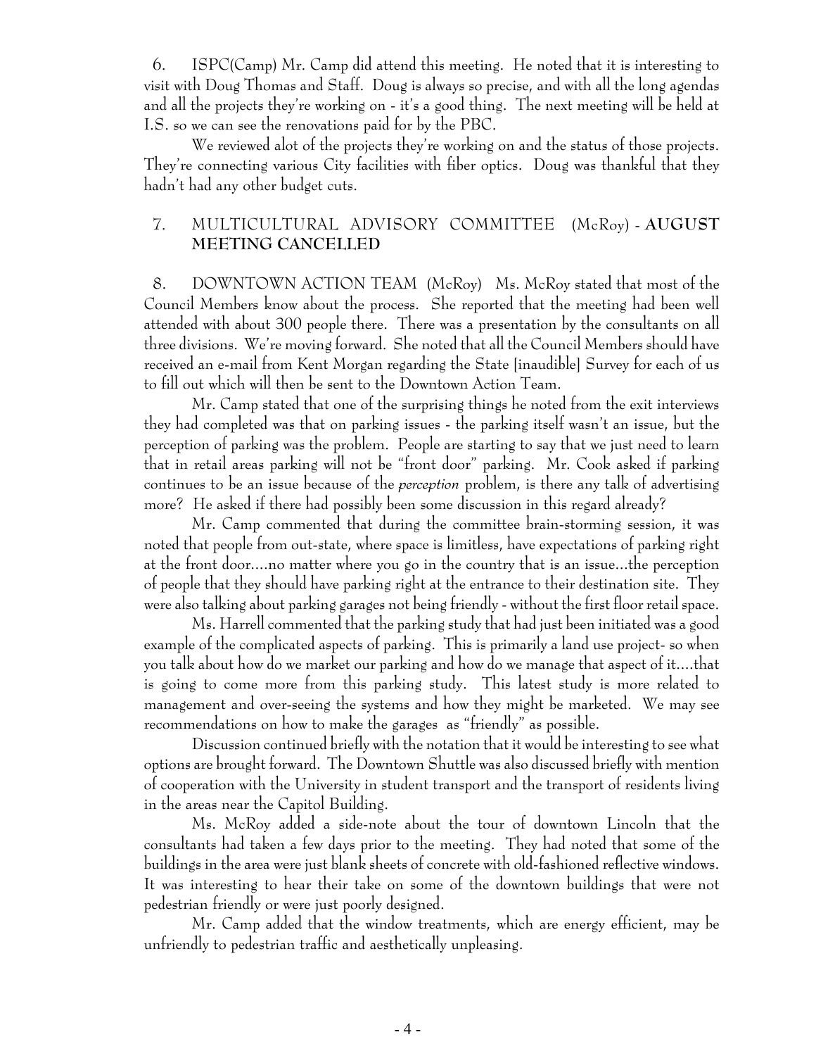6. ISPC(Camp) Mr. Camp did attend this meeting. He noted that it is interesting to visit with Doug Thomas and Staff. Doug is always so precise, and with all the long agendas and all the projects they're working on - it's a good thing. The next meeting will be held at I.S. so we can see the renovations paid for by the PBC.

We reviewed alot of the projects they're working on and the status of those projects. They're connecting various City facilities with fiber optics. Doug was thankful that they hadn't had any other budget cuts.

7. MULTICULTURAL ADVISORY COMMITTEE (McRoy) - **AUGUST MEETING CANCELLED**

8. DOWNTOWN ACTION TEAM (McRoy) Ms. McRoy stated that most of the Council Members know about the process. She reported that the meeting had been well attended with about 300 people there. There was a presentation by the consultants on all three divisions. We're moving forward. She noted that all the Council Members should have received an e-mail from Kent Morgan regarding the State [inaudible] Survey for each of us to fill out which will then be sent to the Downtown Action Team.

Mr. Camp stated that one of the surprising things he noted from the exit interviews they had completed was that on parking issues - the parking itself wasn't an issue, but the perception of parking was the problem. People are starting to say that we just need to learn that in retail areas parking will not be "front door" parking. Mr. Cook asked if parking continues to be an issue because of the *perception* problem, is there any talk of advertising more? He asked if there had possibly been some discussion in this regard already?

Mr. Camp commented that during the committee brain-storming session, it was noted that people from out-state, where space is limitless, have expectations of parking right at the front door....no matter where you go in the country that is an issue...the perception of people that they should have parking right at the entrance to their destination site. They were also talking about parking garages not being friendly - without the first floor retail space.

Ms. Harrell commented that the parking study that had just been initiated was a good example of the complicated aspects of parking. This is primarily a land use project- so when you talk about how do we market our parking and how do we manage that aspect of it....that is going to come more from this parking study. This latest study is more related to management and over-seeing the systems and how they might be marketed. We may see recommendations on how to make the garages as "friendly" as possible.

Discussion continued briefly with the notation that it would be interesting to see what options are brought forward. The Downtown Shuttle was also discussed briefly with mention of cooperation with the University in student transport and the transport of residents living in the areas near the Capitol Building.

Ms. McRoy added a side-note about the tour of downtown Lincoln that the consultants had taken a few days prior to the meeting. They had noted that some of the buildings in the area were just blank sheets of concrete with old-fashioned reflective windows. It was interesting to hear their take on some of the downtown buildings that were not pedestrian friendly or were just poorly designed.

Mr. Camp added that the window treatments, which are energy efficient, may be unfriendly to pedestrian traffic and aesthetically unpleasing.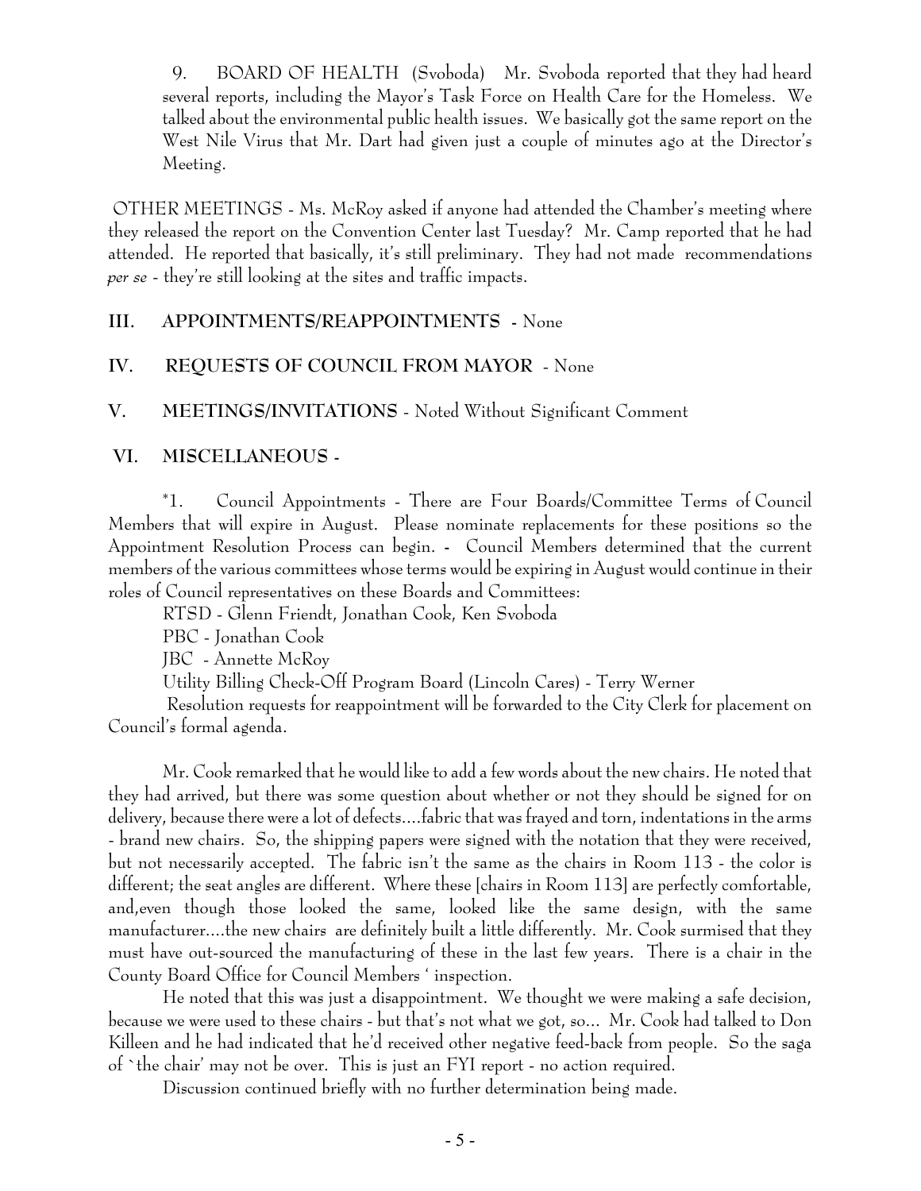9. BOARD OF HEALTH (Svoboda) Mr. Svoboda reported that they had heard several reports, including the Mayor's Task Force on Health Care for the Homeless. We talked about the environmental public health issues. We basically got the same report on the West Nile Virus that Mr. Dart had given just a couple of minutes ago at the Director's Meeting.

OTHER MEETINGS - Ms. McRoy asked if anyone had attended the Chamber's meeting where they released the report on the Convention Center last Tuesday? Mr. Camp reported that he had attended. He reported that basically, it's still preliminary. They had not made recommendations *per se* - they're still looking at the sites and traffic impacts.

## III. APPOINTMENTS/REAPPOINTMENTS - None

## IV. REQUESTS OF COUNCIL FROM MAYOR - None

## V. MEETINGS/INVITATIONS - Noted Without Significant Comment

## VI. MISCELLANEOUS -

*1. Council Appointments - There are Four Boards/Committee Terms of Council Members that will expire in August. Please nominate replacements for these positions so the Appointment Resolution Process can begin. - Council Members determined that the current members of the various committees whose terms would be expiring in August would continue in their roles of Council representatives on these Boards and Committees:

RTSD - Glenn Friendt, Jonathan Cook, Ken Svoboda

PBC - Jonathan Cook

JBC - Annette McRoy

Utility Billing Check-Off Program Board (Lincoln Cares) - Terry Werner

Resolution requests for reappointment will be forwarded to the City Clerk for placement on Council's formal agenda.

Mr. Cook remarked that he would like to add a few words about the new chairs. He noted that they had arrived, but there was some question about whether or not they should be signed for on delivery, because there were a lot of defects....fabric that was frayed and torn, indentations in the arms - brand new chairs. So, the shipping papers were signed with the notation that they were received, but not necessarily accepted. The fabric isn't the same as the chairs in Room 113 - the color is different; the seat angles are different. Where these [chairs in Room 113] are perfectly comfortable, and,even though those looked the same, looked like the same design, with the same manufacturer....the new chairs are definitely built a little differently. Mr. Cook surmised that they must have out-sourced the manufacturing of these in the last few years. There is a chair in the County Board Office for Council Members ' inspection.

He noted that this was just a disappointment. We thought we were making a safe decision, because we were used to these chairs - but that's not what we got, so... Mr. Cook had talked to Don Killeen and he had indicated that he'd received other negative feed-back from people. So the saga of `the chair' may not be over. This is just an FYI report - no action required.

Discussion continued briefly with no further determination being made.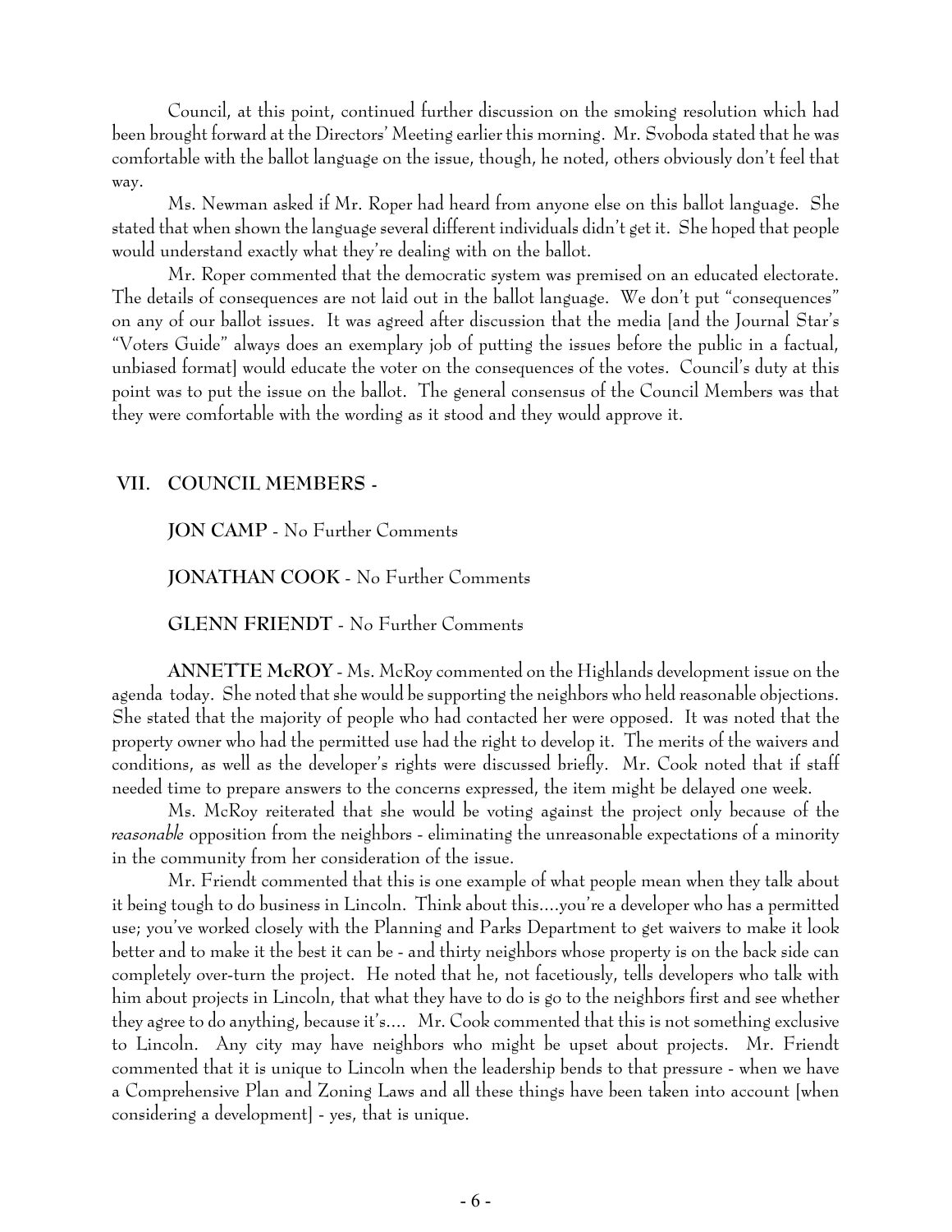Council, at this point, continued further discussion on the smoking resolution which had been brought forward at the Directors' Meeting earlier this morning. Mr. Svoboda stated that he was comfortable with the ballot language on the issue, though, he noted, others obviously don't feel that way.

Ms. Newman asked if Mr. Roper had heard from anyone else on this ballot language. She stated that when shown the language several different individuals didn't get it. She hoped that people would understand exactly what they're dealing with on the ballot.

Mr. Roper commented that the democratic system was premised on an educated electorate. The details of consequences are not laid out in the ballot language. We don't put "consequences" on any of our ballot issues. It was agreed after discussion that the media [and the Journal Star's "Voters Guide" always does an exemplary job of putting the issues before the public in a factual, unbiased format] would educate the voter on the consequences of the votes. Council's duty at this point was to put the issue on the ballot. The general consensus of the Council Members was that they were comfortable with the wording as it stood and they would approve it.

## VII. COUNCIL MEMBERS -

**JON CAMP** - No Further Comments

**JONATHAN COOK** - No Further Comments

**GLENN FRIENDT** - No Further Comments

**ANNETTE McROY** - Ms. McRoy commented on the Highlands development issue on the agenda today. She noted that she would be supporting the neighbors who held reasonable objections. She stated that the majority of people who had contacted her were opposed. It was noted that the property owner who had the permitted use had the right to develop it. The merits of the waivers and conditions, as well as the developer's rights were discussed briefly. Mr. Cook noted that if staff needed time to prepare answers to the concerns expressed, the item might be delayed one week.

Ms. McRoy reiterated that she would be voting against the project only because of the *reasonable* opposition from the neighbors - eliminating the unreasonable expectations of a minority in the community from her consideration of the issue.

Mr. Friendt commented that this is one example of what people mean when they talk about it being tough to do business in Lincoln. Think about this....you're a developer who has a permitted use; you've worked closely with the Planning and Parks Department to get waivers to make it look better and to make it the best it can be - and thirty neighbors whose property is on the back side can completely over-turn the project. He noted that he, not facetiously, tells developers who talk with him about projects in Lincoln, that what they have to do is go to the neighbors first and see whether they agree to do anything, because it's.... Mr. Cook commented that this is not something exclusive to Lincoln. Any city may have neighbors who might be upset about projects. Mr. Friendt commented that it is unique to Lincoln when the leadership bends to that pressure - when we have a Comprehensive Plan and Zoning Laws and all these things have been taken into account [when considering a development] - yes, that is unique.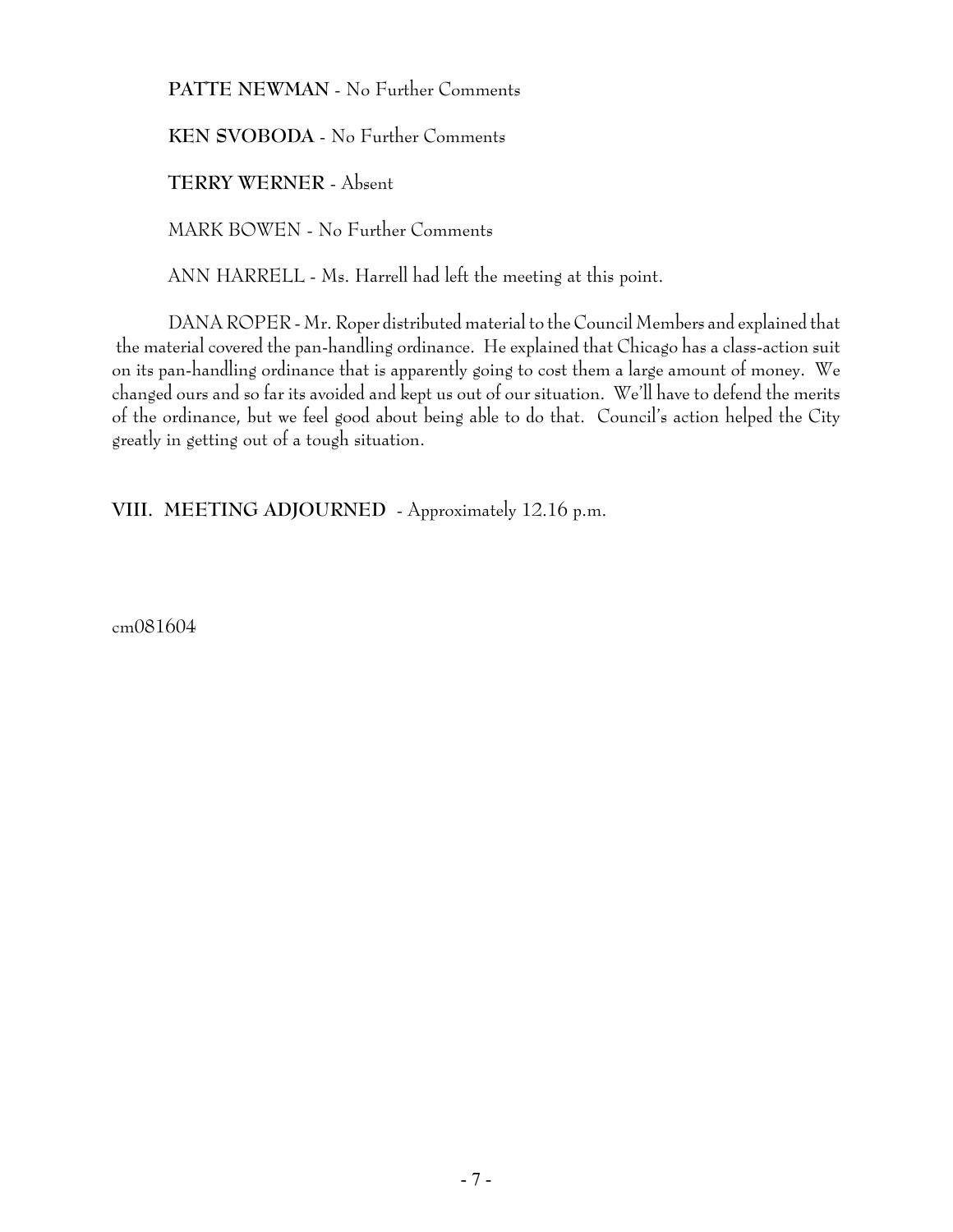**PATTE NEWMAN** - No Further Comments

**KEN SVOBODA** - No Further Comments

**TERRY WERNER** - Absent

MARK BOWEN - No Further Comments

ANN HARRELL - Ms. Harrell had left the meeting at this point.

DANA ROPER - Mr. Roper distributed material to the Council Members and explained that the material covered the pan-handling ordinance. He explained that Chicago has a class-action suit on its pan-handling ordinance that is apparently going to cost them a large amount of money. We changed ours and so far its avoided and kept us out of our situation. We'll have to defend the merits of the ordinance, but we feel good about being able to do that. Council's action helped the City greatly in getting out of a tough situation.

## VIII. MEETING ADJOURNED - Approximately 12.16 p.m.

cm081604